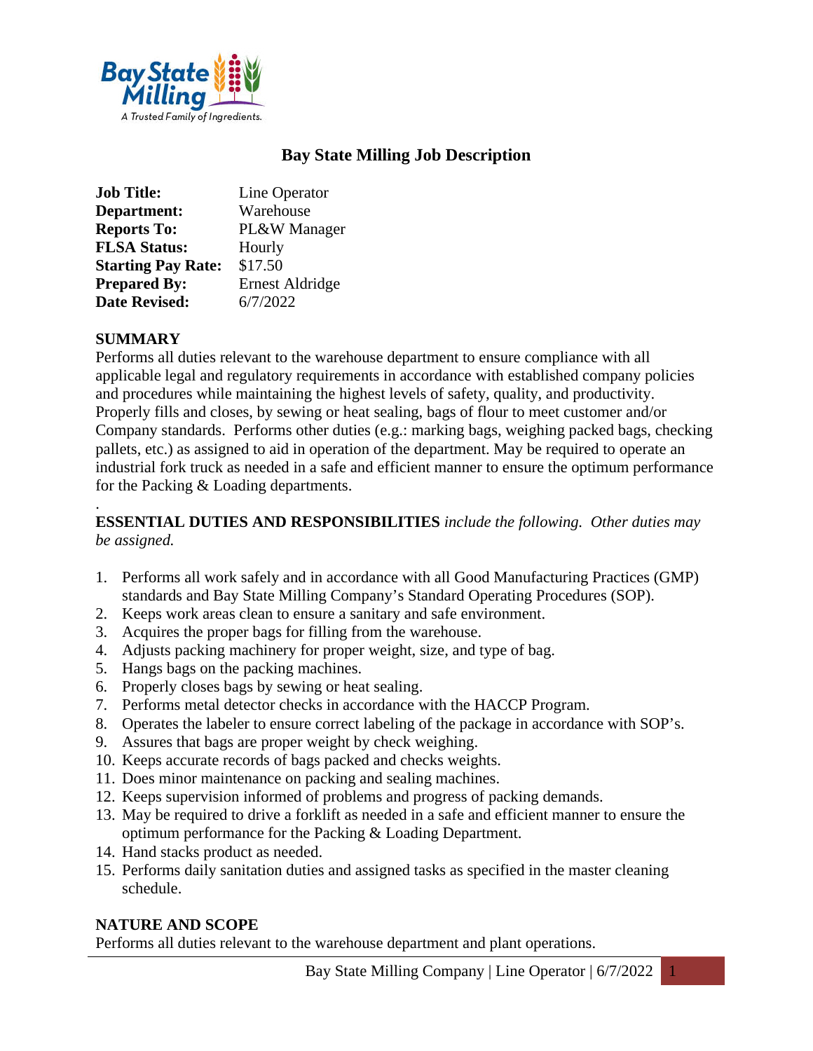# Bay State Milling Job Description

| | |
|---|---|
| **Job Title:** | Line Operator |
| **Department:** | Warehouse |
| **Reports To:** | PL&W Manager |
| **FLSA Status:** | Hourly |
| **Starting Pay Rate:** | $17.50 |
| **Prepared By:** | Ernest Aldridge |
| **Date Revised:** | 6/7/2022 |

## SUMMARY

Performs all duties relevant to the warehouse department to ensure compliance with all applicable legal and regulatory requirements in accordance with established company policies and procedures while maintaining the highest levels of safety, quality, and productivity. Properly fills and closes, by sewing or heat sealing, bags of flour to meet customer and/or Company standards. Performs other duties (e.g.: marking bags, weighing packed bags, checking pallets, etc.) as assigned to aid in operation of the department. May be required to operate an industrial fork truck as needed in a safe and efficient manner to ensure the optimum performance for the Packing & Loading departments.

## ESSENTIAL DUTIES AND RESPONSIBILITIES *include the following. Other duties may be assigned.*

1. Performs all work safely and in accordance with all Good Manufacturing Practices (GMP) standards and Bay State Milling Company's Standard Operating Procedures (SOP).
2. Keeps work areas clean to ensure a sanitary and safe environment.
3. Acquires the proper bags for filling from the warehouse.
4. Adjusts packing machinery for proper weight, size, and type of bag.
5. Hangs bags on the packing machines.
6. Properly closes bags by sewing or heat sealing.
7. Performs metal detector checks in accordance with the HACCP Program.
8. Operates the labeler to ensure correct labeling of the package in accordance with SOP's.
9. Assures that bags are proper weight by check weighing.
10. Keeps accurate records of bags packed and checks weights.
11. Does minor maintenance on packing and sealing machines.
12. Keeps supervision informed of problems and progress of packing demands.
13. May be required to drive a forklift as needed in a safe and efficient manner to ensure the optimum performance for the Packing & Loading Department.
14. Hand stacks product as needed.
15. Performs daily sanitation duties and assigned tasks as specified in the master cleaning schedule.

## NATURE AND SCOPE

Performs all duties relevant to the warehouse department and plant operations.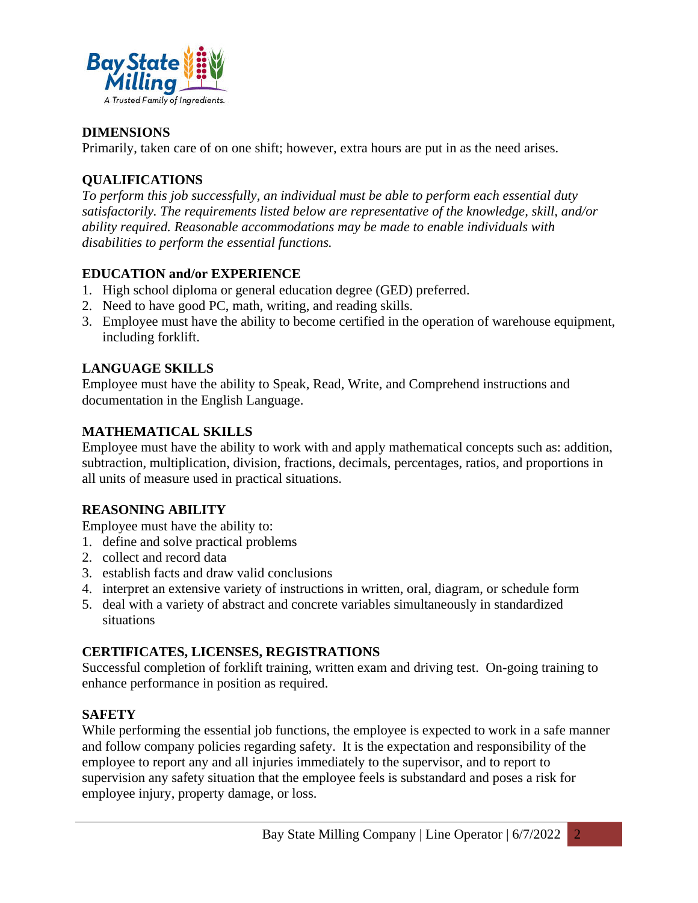## DIMENSIONS

Primarily, taken care of on one shift; however, extra hours are put in as the need arises.

## QUALIFICATIONS

*To perform this job successfully, an individual must be able to perform each essential duty satisfactorily. The requirements listed below are representative of the knowledge, skill, and/or ability required. Reasonable accommodations may be made to enable individuals with disabilities to perform the essential functions.*

## EDUCATION and/or EXPERIENCE

1. High school diploma or general education degree (GED) preferred.
2. Need to have good PC, math, writing, and reading skills.
3. Employee must have the ability to become certified in the operation of warehouse equipment, including forklift.

## LANGUAGE SKILLS

Employee must have the ability to Speak, Read, Write, and Comprehend instructions and documentation in the English Language.

## MATHEMATICAL SKILLS

Employee must have the ability to work with and apply mathematical concepts such as: addition, subtraction, multiplication, division, fractions, decimals, percentages, ratios, and proportions in all units of measure used in practical situations.

## REASONING ABILITY

Employee must have the ability to:

1. define and solve practical problems
2. collect and record data
3. establish facts and draw valid conclusions
4. interpret an extensive variety of instructions in written, oral, diagram, or schedule form
5. deal with a variety of abstract and concrete variables simultaneously in standardized situations

## CERTIFICATES, LICENSES, REGISTRATIONS

Successful completion of forklift training, written exam and driving test. On-going training to enhance performance in position as required.

## SAFETY

While performing the essential job functions, the employee is expected to work in a safe manner and follow company policies regarding safety. It is the expectation and responsibility of the employee to report any and all injuries immediately to the supervisor, and to report to supervision any safety situation that the employee feels is substandard and poses a risk for employee injury, property damage, or loss.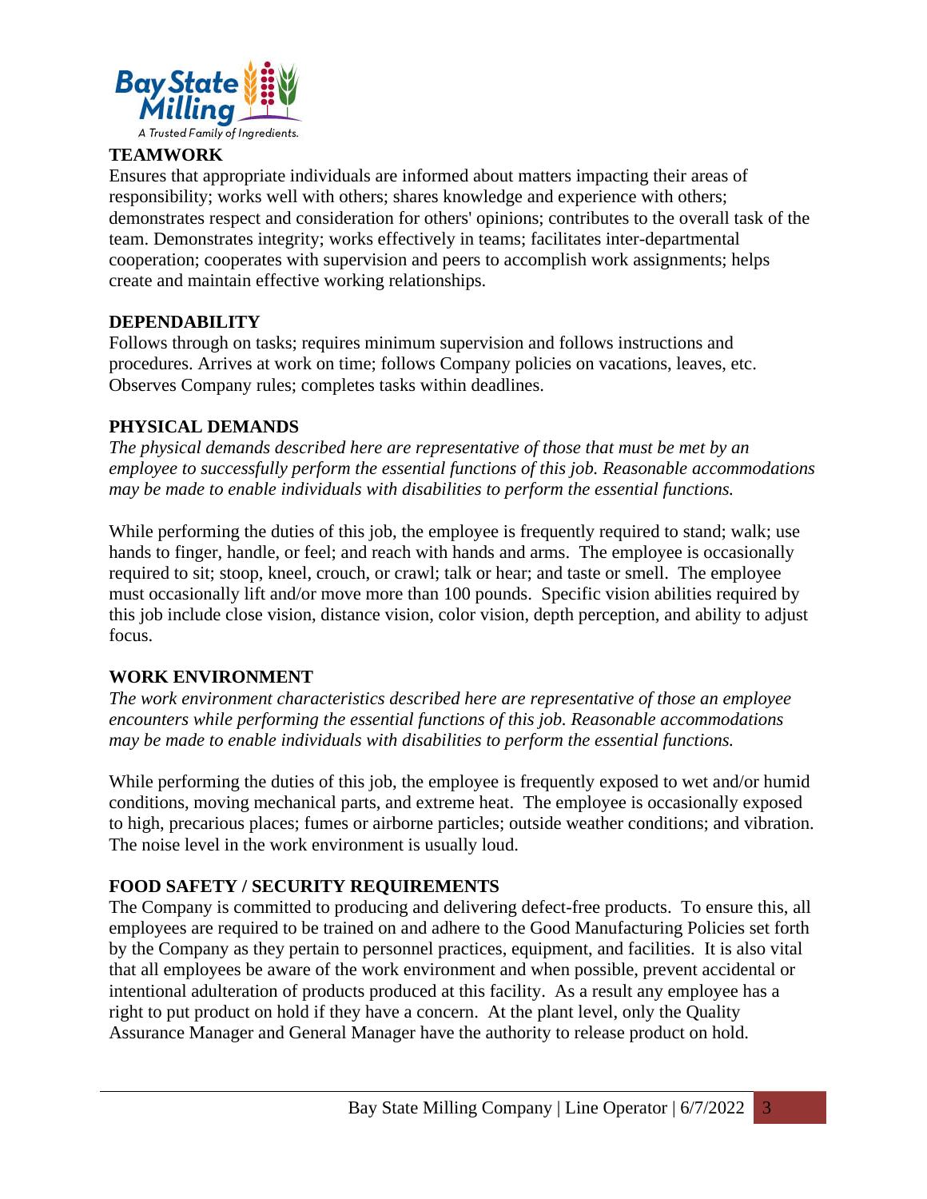## TEAMWORK

Ensures that appropriate individuals are informed about matters impacting their areas of responsibility; works well with others; shares knowledge and experience with others; demonstrates respect and consideration for others' opinions; contributes to the overall task of the team. Demonstrates integrity; works effectively in teams; facilitates inter-departmental cooperation; cooperates with supervision and peers to accomplish work assignments; helps create and maintain effective working relationships.

## DEPENDABILITY

Follows through on tasks; requires minimum supervision and follows instructions and procedures. Arrives at work on time; follows Company policies on vacations, leaves, etc. Observes Company rules; completes tasks within deadlines.

## PHYSICAL DEMANDS

*The physical demands described here are representative of those that must be met by an employee to successfully perform the essential functions of this job. Reasonable accommodations may be made to enable individuals with disabilities to perform the essential functions.*

While performing the duties of this job, the employee is frequently required to stand; walk; use hands to finger, handle, or feel; and reach with hands and arms. The employee is occasionally required to sit; stoop, kneel, crouch, or crawl; talk or hear; and taste or smell. The employee must occasionally lift and/or move more than 100 pounds. Specific vision abilities required by this job include close vision, distance vision, color vision, depth perception, and ability to adjust focus.

## WORK ENVIRONMENT

*The work environment characteristics described here are representative of those an employee encounters while performing the essential functions of this job. Reasonable accommodations may be made to enable individuals with disabilities to perform the essential functions.*

While performing the duties of this job, the employee is frequently exposed to wet and/or humid conditions, moving mechanical parts, and extreme heat. The employee is occasionally exposed to high, precarious places; fumes or airborne particles; outside weather conditions; and vibration. The noise level in the work environment is usually loud.

## FOOD SAFETY / SECURITY REQUIREMENTS

The Company is committed to producing and delivering defect-free products. To ensure this, all employees are required to be trained on and adhere to the Good Manufacturing Policies set forth by the Company as they pertain to personnel practices, equipment, and facilities. It is also vital that all employees be aware of the work environment and when possible, prevent accidental or intentional adulteration of products produced at this facility. As a result any employee has a right to put product on hold if they have a concern. At the plant level, only the Quality Assurance Manager and General Manager have the authority to release product on hold.